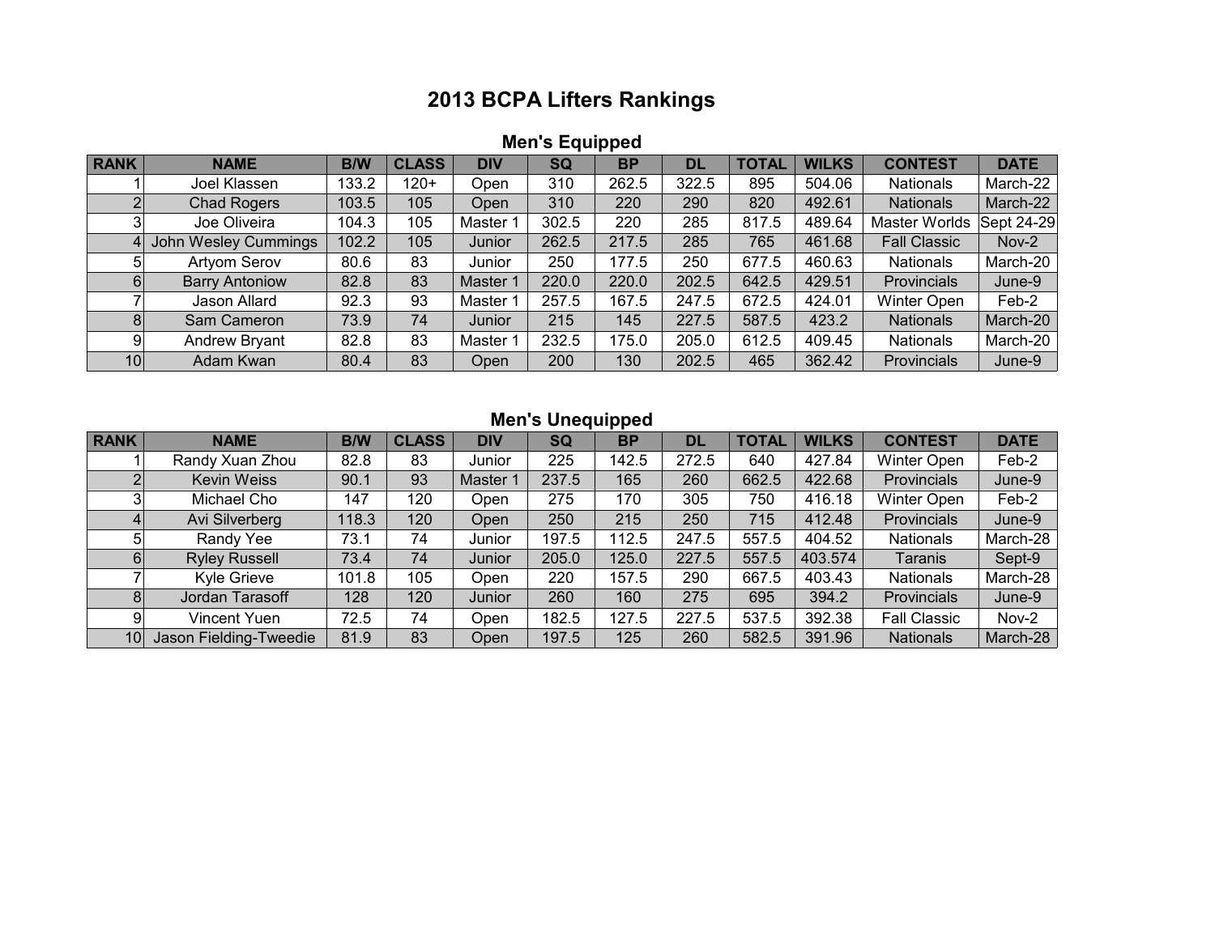# 2013 BCPA Lifters Rankings

## Men's Equipped

| RANK | NAME | B/W | CLASS | DIV | SQ | BP | DL | TOTAL | WILKS | CONTEST | DATE |
|---|---|---|---|---|---|---|---|---|---|---|---|
| 1 | Joel Klassen | 133.2 | 120+ | Open | 310 | 262.5 | 322.5 | 895 | 504.06 | Nationals | March-22 |
| 2 | Chad Rogers | 103.5 | 105 | Open | 310 | 220 | 290 | 820 | 492.61 | Nationals | March-22 |
| 3 | Joe Oliveira | 104.3 | 105 | Master 1 | 302.5 | 220 | 285 | 817.5 | 489.64 | Master Worlds | Sept 24-29 |
| 4 | John Wesley Cummings | 102.2 | 105 | Junior | 262.5 | 217.5 | 285 | 765 | 461.68 | Fall Classic | Nov-2 |
| 5 | Artyom Serov | 80.6 | 83 | Junior | 250 | 177.5 | 250 | 677.5 | 460.63 | Nationals | March-20 |
| 6 | Barry Antoniow | 82.8 | 83 | Master 1 | 220.0 | 220.0 | 202.5 | 642.5 | 429.51 | Provincials | June-9 |
| 7 | Jason Allard | 92.3 | 93 | Master 1 | 257.5 | 167.5 | 247.5 | 672.5 | 424.01 | Winter Open | Feb-2 |
| 8 | Sam Cameron | 73.9 | 74 | Junior | 215 | 145 | 227.5 | 587.5 | 423.2 | Nationals | March-20 |
| 9 | Andrew Bryant | 82.8 | 83 | Master 1 | 232.5 | 175.0 | 205.0 | 612.5 | 409.45 | Nationals | March-20 |
| 10 | Adam Kwan | 80.4 | 83 | Open | 200 | 130 | 202.5 | 465 | 362.42 | Provincials | June-9 |

## Men's Unequipped

| RANK | NAME | B/W | CLASS | DIV | SQ | BP | DL | TOTAL | WILKS | CONTEST | DATE |
|---|---|---|---|---|---|---|---|---|---|---|---|
| 1 | Randy Xuan Zhou | 82.8 | 83 | Junior | 225 | 142.5 | 272.5 | 640 | 427.84 | Winter Open | Feb-2 |
| 2 | Kevin Weiss | 90.1 | 93 | Master 1 | 237.5 | 165 | 260 | 662.5 | 422.68 | Provincials | June-9 |
| 3 | Michael Cho | 147 | 120 | Open | 275 | 170 | 305 | 750 | 416.18 | Winter Open | Feb-2 |
| 4 | Avi Silverberg | 118.3 | 120 | Open | 250 | 215 | 250 | 715 | 412.48 | Provincials | June-9 |
| 5 | Randy Yee | 73.1 | 74 | Junior | 197.5 | 112.5 | 247.5 | 557.5 | 404.52 | Nationals | March-28 |
| 6 | Ryley Russell | 73.4 | 74 | Junior | 205.0 | 125.0 | 227.5 | 557.5 | 403.574 | Taranis | Sept-9 |
| 7 | Kyle Grieve | 101.8 | 105 | Open | 220 | 157.5 | 290 | 667.5 | 403.43 | Nationals | March-28 |
| 8 | Jordan Tarasoff | 128 | 120 | Junior | 260 | 160 | 275 | 695 | 394.2 | Provincials | June-9 |
| 9 | Vincent Yuen | 72.5 | 74 | Open | 182.5 | 127.5 | 227.5 | 537.5 | 392.38 | Fall Classic | Nov-2 |
| 10 | Jason Fielding-Tweedie | 81.9 | 83 | Open | 197.5 | 125 | 260 | 582.5 | 391.96 | Nationals | March-28 |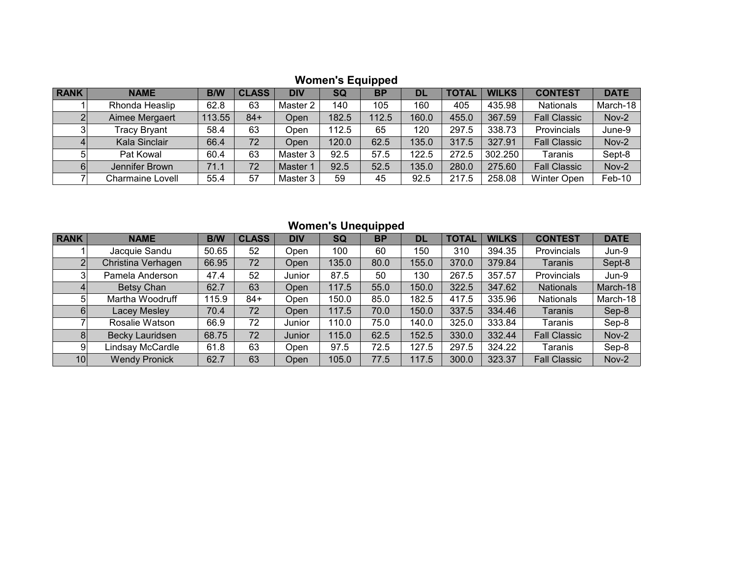## Women's Equipped

| RANK | NAME | B/W | CLASS | DIV | SQ | BP | DL | TOTAL | WILKS | CONTEST | DATE |
|---|---|---|---|---|---|---|---|---|---|---|---|
| 1 | Rhonda Heaslip | 62.8 | 63 | Master 2 | 140 | 105 | 160 | 405 | 435.98 | Nationals | March-18 |
| 2 | Aimee Mergaert | 113.55 | 84+ | Open | 182.5 | 112.5 | 160.0 | 455.0 | 367.59 | Fall Classic | Nov-2 |
| 3 | Tracy Bryant | 58.4 | 63 | Open | 112.5 | 65 | 120 | 297.5 | 338.73 | Provincials | June-9 |
| 4 | Kala Sinclair | 66.4 | 72 | Open | 120.0 | 62.5 | 135.0 | 317.5 | 327.91 | Fall Classic | Nov-2 |
| 5 | Pat Kowal | 60.4 | 63 | Master 3 | 92.5 | 57.5 | 122.5 | 272.5 | 302.250 | Taranis | Sept-8 |
| 6 | Jennifer Brown | 71.1 | 72 | Master 1 | 92.5 | 52.5 | 135.0 | 280.0 | 275.60 | Fall Classic | Nov-2 |
| 7 | Charmaine Lovell | 55.4 | 57 | Master 3 | 59 | 45 | 92.5 | 217.5 | 258.08 | Winter Open | Feb-10 |

## Women's Unequipped

| RANK | NAME | B/W | CLASS | DIV | SQ | BP | DL | TOTAL | WILKS | CONTEST | DATE |
|---|---|---|---|---|---|---|---|---|---|---|---|
| 1 | Jacquie Sandu | 50.65 | 52 | Open | 100 | 60 | 150 | 310 | 394.35 | Provincials | Jun-9 |
| 2 | Christina Verhagen | 66.95 | 72 | Open | 135.0 | 80.0 | 155.0 | 370.0 | 379.84 | Taranis | Sept-8 |
| 3 | Pamela Anderson | 47.4 | 52 | Junior | 87.5 | 50 | 130 | 267.5 | 357.57 | Provincials | Jun-9 |
| 4 | Betsy Chan | 62.7 | 63 | Open | 117.5 | 55.0 | 150.0 | 322.5 | 347.62 | Nationals | March-18 |
| 5 | Martha Woodruff | 115.9 | 84+ | Open | 150.0 | 85.0 | 182.5 | 417.5 | 335.96 | Nationals | March-18 |
| 6 | Lacey Mesley | 70.4 | 72 | Open | 117.5 | 70.0 | 150.0 | 337.5 | 334.46 | Taranis | Sep-8 |
| 7 | Rosalie Watson | 66.9 | 72 | Junior | 110.0 | 75.0 | 140.0 | 325.0 | 333.84 | Taranis | Sep-8 |
| 8 | Becky Lauridsen | 68.75 | 72 | Junior | 115.0 | 62.5 | 152.5 | 330.0 | 332.44 | Fall Classic | Nov-2 |
| 9 | Lindsay McCardle | 61.8 | 63 | Open | 97.5 | 72.5 | 127.5 | 297.5 | 324.22 | Taranis | Sep-8 |
| 10 | Wendy Pronick | 62.7 | 63 | Open | 105.0 | 77.5 | 117.5 | 300.0 | 323.37 | Fall Classic | Nov-2 |